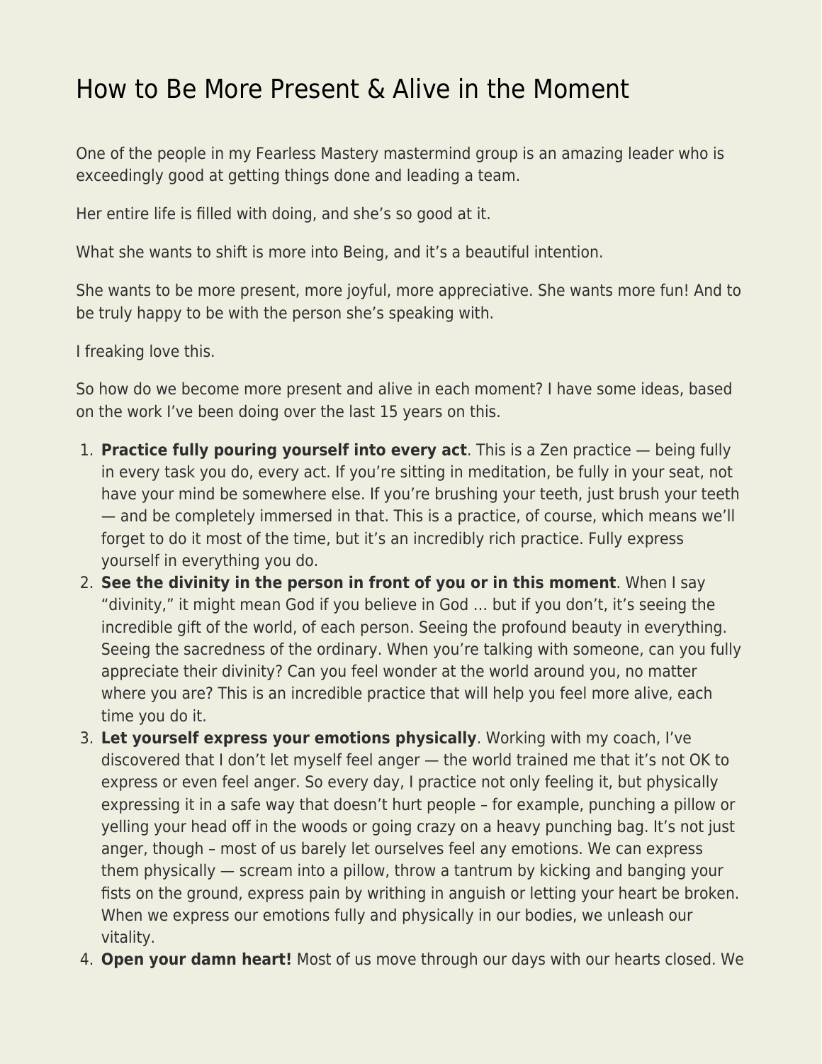# How to Be More Present & Alive in the Moment

One of the people in my Fearless Mastery mastermind group is an amazing leader who is exceedingly good at getting things done and leading a team.

Her entire life is filled with doing, and she's so good at it.

What she wants to shift is more into Being, and it's a beautiful intention.

She wants to be more present, more joyful, more appreciative. She wants more fun! And to be truly happy to be with the person she's speaking with.

I freaking love this.

So how do we become more present and alive in each moment? I have some ideas, based on the work I've been doing over the last 15 years on this.

1. **Practice fully pouring yourself into every act**. This is a Zen practice — being fully in every task you do, every act. If you're sitting in meditation, be fully in your seat, not have your mind be somewhere else. If you're brushing your teeth, just brush your teeth — and be completely immersed in that. This is a practice, of course, which means we'll forget to do it most of the time, but it's an incredibly rich practice. Fully express yourself in everything you do.
2. **See the divinity in the person in front of you or in this moment**. When I say "divinity," it might mean God if you believe in God … but if you don't, it's seeing the incredible gift of the world, of each person. Seeing the profound beauty in everything. Seeing the sacredness of the ordinary. When you're talking with someone, can you fully appreciate their divinity? Can you feel wonder at the world around you, no matter where you are? This is an incredible practice that will help you feel more alive, each time you do it.
3. **Let yourself express your emotions physically**. Working with my coach, I've discovered that I don't let myself feel anger — the world trained me that it's not OK to express or even feel anger. So every day, I practice not only feeling it, but physically expressing it in a safe way that doesn't hurt people – for example, punching a pillow or yelling your head off in the woods or going crazy on a heavy punching bag. It's not just anger, though – most of us barely let ourselves feel any emotions. We can express them physically — scream into a pillow, throw a tantrum by kicking and banging your fists on the ground, express pain by writhing in anguish or letting your heart be broken. When we express our emotions fully and physically in our bodies, we unleash our vitality.
4. **Open your damn heart!** Most of us move through our days with our hearts closed. We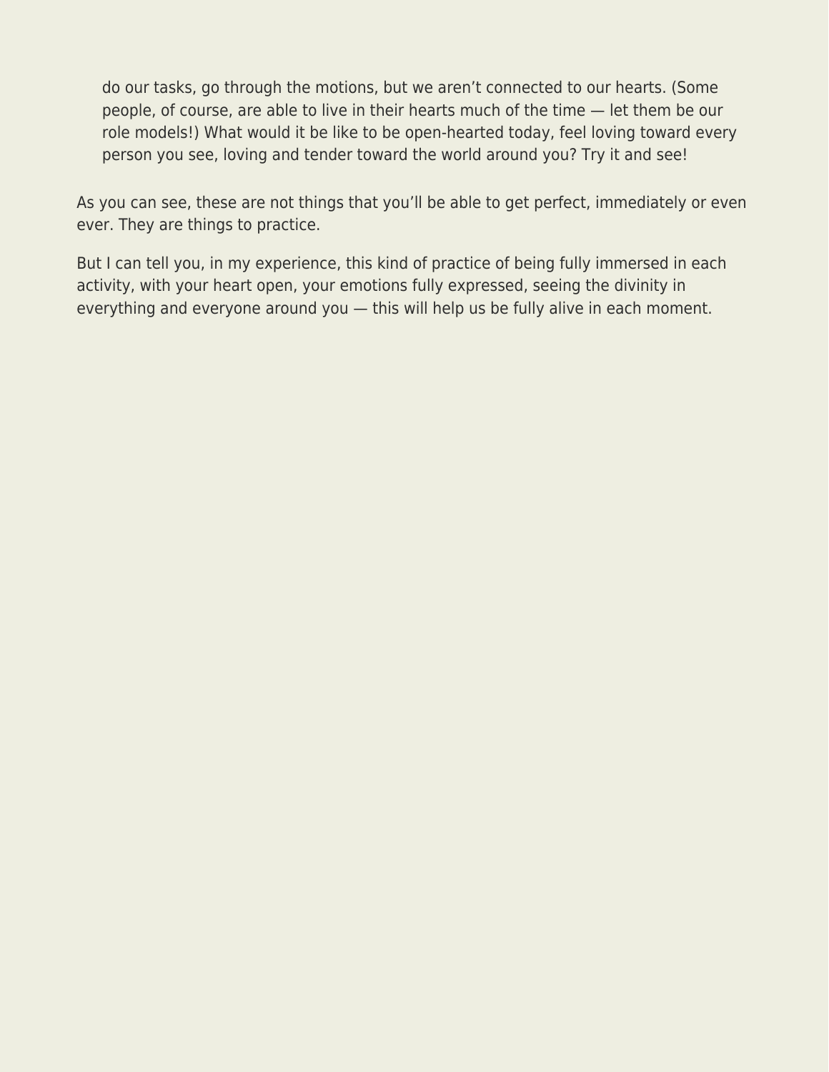do our tasks, go through the motions, but we aren't connected to our hearts. (Some people, of course, are able to live in their hearts much of the time — let them be our role models!) What would it be like to be open-hearted today, feel loving toward every person you see, loving and tender toward the world around you? Try it and see!

As you can see, these are not things that you'll be able to get perfect, immediately or even ever. They are things to practice.

But I can tell you, in my experience, this kind of practice of being fully immersed in each activity, with your heart open, your emotions fully expressed, seeing the divinity in everything and everyone around you — this will help us be fully alive in each moment.